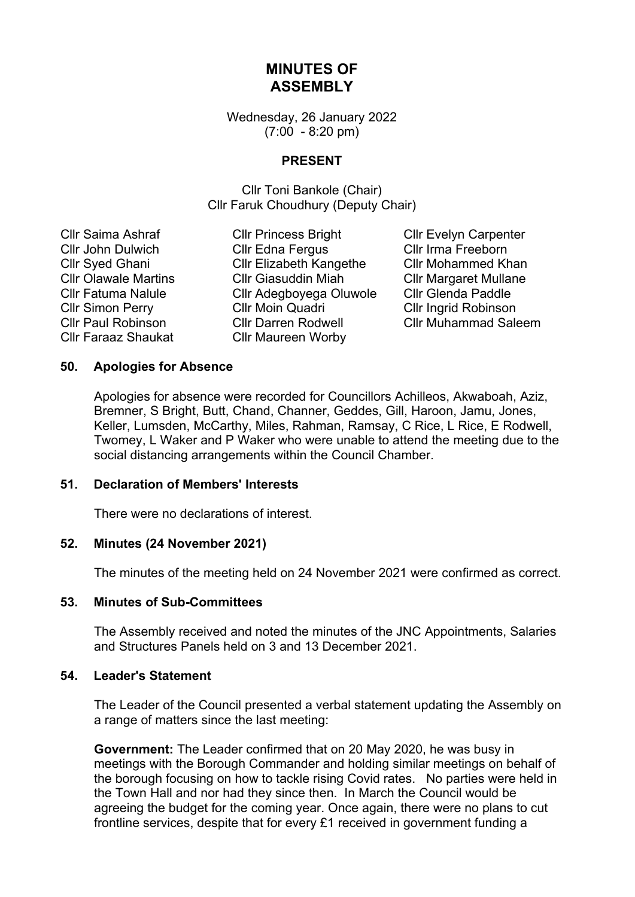# MINUTES OF ASSEMBLY

Wednesday, 26 January 2022
(7:00 - 8:20 pm)

**PRESENT**

Cllr Toni Bankole (Chair)
Cllr Faruk Choudhury (Deputy Chair)

| | | |
|---|---|---|
| Cllr Saima Ashraf | Cllr Princess Bright | Cllr Evelyn Carpenter |
| Cllr John Dulwich | Cllr Edna Fergus | Cllr Irma Freeborn |
| Cllr Syed Ghani | Cllr Elizabeth Kangethe | Cllr Mohammed Khan |
| Cllr Olawale Martins | Cllr Giasuddin Miah | Cllr Margaret Mullane |
| Cllr Fatuma Nalule | Cllr Adegboyega Oluwole | Cllr Glenda Paddle |
| Cllr Simon Perry | Cllr Moin Quadri | Cllr Ingrid Robinson |
| Cllr Paul Robinson | Cllr Darren Rodwell | Cllr Muhammad Saleem |
| Cllr Faraaz Shaukat | Cllr Maureen Worby | |

## 50. Apologies for Absence

Apologies for absence were recorded for Councillors Achilleos, Akwaboah, Aziz, Bremner, S Bright, Butt, Chand, Channer, Geddes, Gill, Haroon, Jamu, Jones, Keller, Lumsden, McCarthy, Miles, Rahman, Ramsay, C Rice, L Rice, E Rodwell, Twomey, L Waker and P Waker who were unable to attend the meeting due to the social distancing arrangements within the Council Chamber.

## 51. Declaration of Members' Interests

There were no declarations of interest.

## 52. Minutes (24 November 2021)

The minutes of the meeting held on 24 November 2021 were confirmed as correct.

## 53. Minutes of Sub-Committees

The Assembly received and noted the minutes of the JNC Appointments, Salaries and Structures Panels held on 3 and 13 December 2021.

## 54. Leader's Statement

The Leader of the Council presented a verbal statement updating the Assembly on a range of matters since the last meeting:

**Government:** The Leader confirmed that on 20 May 2020, he was busy in meetings with the Borough Commander and holding similar meetings on behalf of the borough focusing on how to tackle rising Covid rates. No parties were held in the Town Hall and nor had they since then. In March the Council would be agreeing the budget for the coming year. Once again, there were no plans to cut frontline services, despite that for every £1 received in government funding a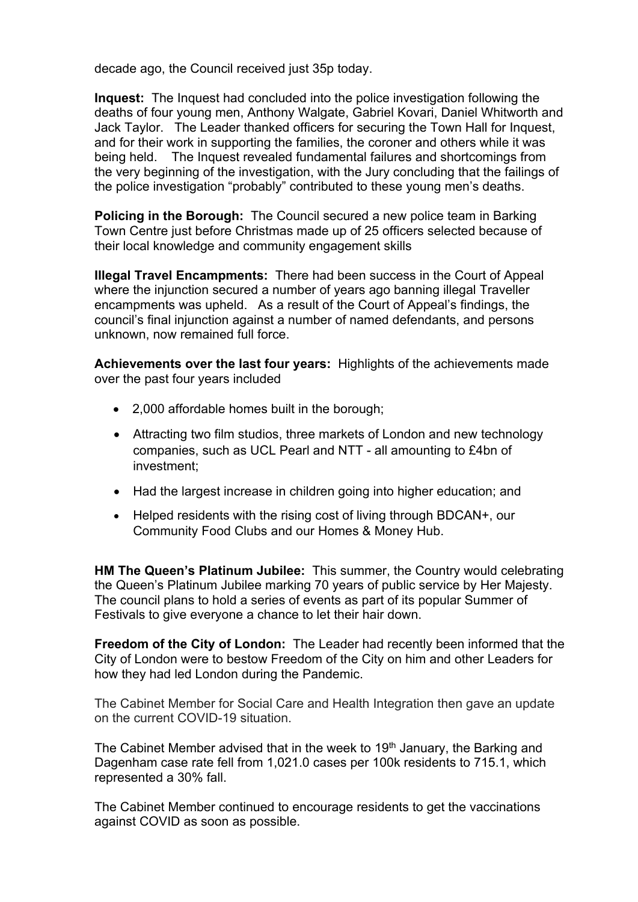decade ago, the Council received just 35p today.

**Inquest:** The Inquest had concluded into the police investigation following the deaths of four young men, Anthony Walgate, Gabriel Kovari, Daniel Whitworth and Jack Taylor. The Leader thanked officers for securing the Town Hall for Inquest, and for their work in supporting the families, the coroner and others while it was being held. The Inquest revealed fundamental failures and shortcomings from the very beginning of the investigation, with the Jury concluding that the failings of the police investigation "probably" contributed to these young men's deaths.

**Policing in the Borough:** The Council secured a new police team in Barking Town Centre just before Christmas made up of 25 officers selected because of their local knowledge and community engagement skills

**Illegal Travel Encampments:** There had been success in the Court of Appeal where the injunction secured a number of years ago banning illegal Traveller encampments was upheld. As a result of the Court of Appeal's findings, the council's final injunction against a number of named defendants, and persons unknown, now remained full force.

**Achievements over the last four years:** Highlights of the achievements made over the past four years included

- 2,000 affordable homes built in the borough;
- Attracting two film studios, three markets of London and new technology companies, such as UCL Pearl and NTT - all amounting to £4bn of investment;
- Had the largest increase in children going into higher education; and
- Helped residents with the rising cost of living through BDCAN+, our Community Food Clubs and our Homes & Money Hub.

**HM The Queen's Platinum Jubilee:** This summer, the Country would celebrating the Queen's Platinum Jubilee marking 70 years of public service by Her Majesty. The council plans to hold a series of events as part of its popular Summer of Festivals to give everyone a chance to let their hair down.

**Freedom of the City of London:** The Leader had recently been informed that the City of London were to bestow Freedom of the City on him and other Leaders for how they had led London during the Pandemic.

The Cabinet Member for Social Care and Health Integration then gave an update on the current COVID-19 situation.

The Cabinet Member advised that in the week to 19th January, the Barking and Dagenham case rate fell from 1,021.0 cases per 100k residents to 715.1, which represented a 30% fall.

The Cabinet Member continued to encourage residents to get the vaccinations against COVID as soon as possible.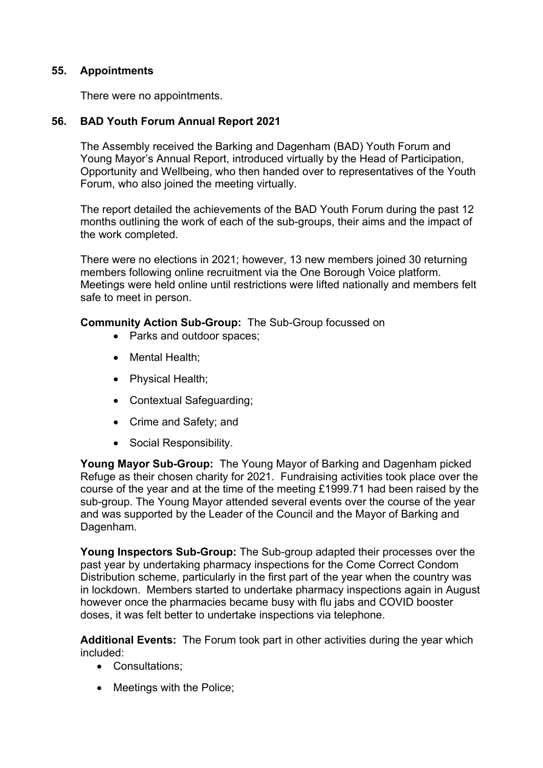## 55. Appointments

There were no appointments.

## 56. BAD Youth Forum Annual Report 2021

The Assembly received the Barking and Dagenham (BAD) Youth Forum and Young Mayor's Annual Report, introduced virtually by the Head of Participation, Opportunity and Wellbeing, who then handed over to representatives of the Youth Forum, who also joined the meeting virtually.

The report detailed the achievements of the BAD Youth Forum during the past 12 months outlining the work of each of the sub-groups, their aims and the impact of the work completed.

There were no elections in 2021; however, 13 new members joined 30 returning members following online recruitment via the One Borough Voice platform. Meetings were held online until restrictions were lifted nationally and members felt safe to meet in person.

**Community Action Sub-Group:** The Sub-Group focussed on

- Parks and outdoor spaces;
- Mental Health;
- Physical Health;
- Contextual Safeguarding;
- Crime and Safety; and
- Social Responsibility.

**Young Mayor Sub-Group:** The Young Mayor of Barking and Dagenham picked Refuge as their chosen charity for 2021. Fundraising activities took place over the course of the year and at the time of the meeting £1999.71 had been raised by the sub-group. The Young Mayor attended several events over the course of the year and was supported by the Leader of the Council and the Mayor of Barking and Dagenham.

**Young Inspectors Sub-Group:** The Sub-group adapted their processes over the past year by undertaking pharmacy inspections for the Come Correct Condom Distribution scheme, particularly in the first part of the year when the country was in lockdown. Members started to undertake pharmacy inspections again in August however once the pharmacies became busy with flu jabs and COVID booster doses, it was felt better to undertake inspections via telephone.

**Additional Events:** The Forum took part in other activities during the year which included:

- Consultations;
- Meetings with the Police;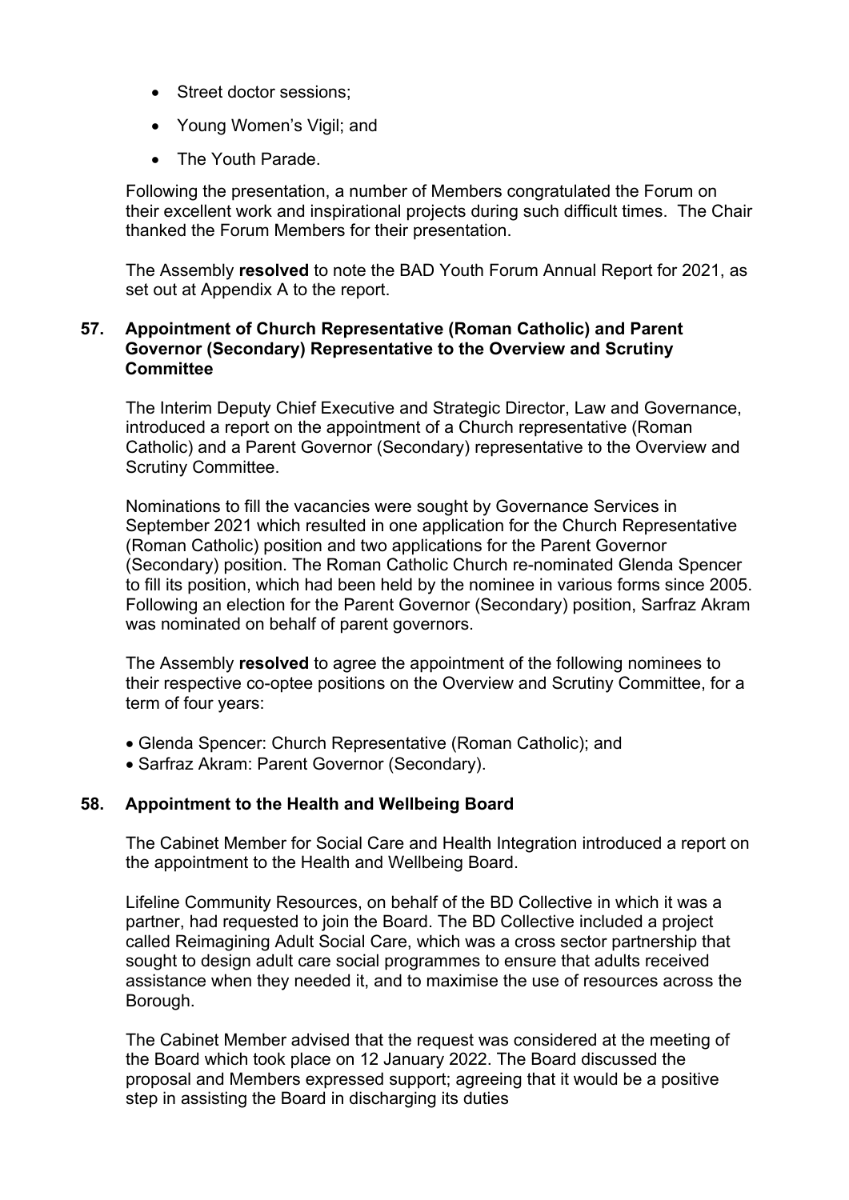- Street doctor sessions;
- Young Women's Vigil; and
- The Youth Parade.

Following the presentation, a number of Members congratulated the Forum on their excellent work and inspirational projects during such difficult times. The Chair thanked the Forum Members for their presentation.

The Assembly **resolved** to note the BAD Youth Forum Annual Report for 2021, as set out at Appendix A to the report.

## 57. Appointment of Church Representative (Roman Catholic) and Parent Governor (Secondary) Representative to the Overview and Scrutiny Committee

The Interim Deputy Chief Executive and Strategic Director, Law and Governance, introduced a report on the appointment of a Church representative (Roman Catholic) and a Parent Governor (Secondary) representative to the Overview and Scrutiny Committee.

Nominations to fill the vacancies were sought by Governance Services in September 2021 which resulted in one application for the Church Representative (Roman Catholic) position and two applications for the Parent Governor (Secondary) position. The Roman Catholic Church re-nominated Glenda Spencer to fill its position, which had been held by the nominee in various forms since 2005. Following an election for the Parent Governor (Secondary) position, Sarfraz Akram was nominated on behalf of parent governors.

The Assembly **resolved** to agree the appointment of the following nominees to their respective co-optee positions on the Overview and Scrutiny Committee, for a term of four years:

- Glenda Spencer: Church Representative (Roman Catholic); and
- Sarfraz Akram: Parent Governor (Secondary).

## 58. Appointment to the Health and Wellbeing Board

The Cabinet Member for Social Care and Health Integration introduced a report on the appointment to the Health and Wellbeing Board.

Lifeline Community Resources, on behalf of the BD Collective in which it was a partner, had requested to join the Board. The BD Collective included a project called Reimagining Adult Social Care, which was a cross sector partnership that sought to design adult care social programmes to ensure that adults received assistance when they needed it, and to maximise the use of resources across the Borough.

The Cabinet Member advised that the request was considered at the meeting of the Board which took place on 12 January 2022. The Board discussed the proposal and Members expressed support; agreeing that it would be a positive step in assisting the Board in discharging its duties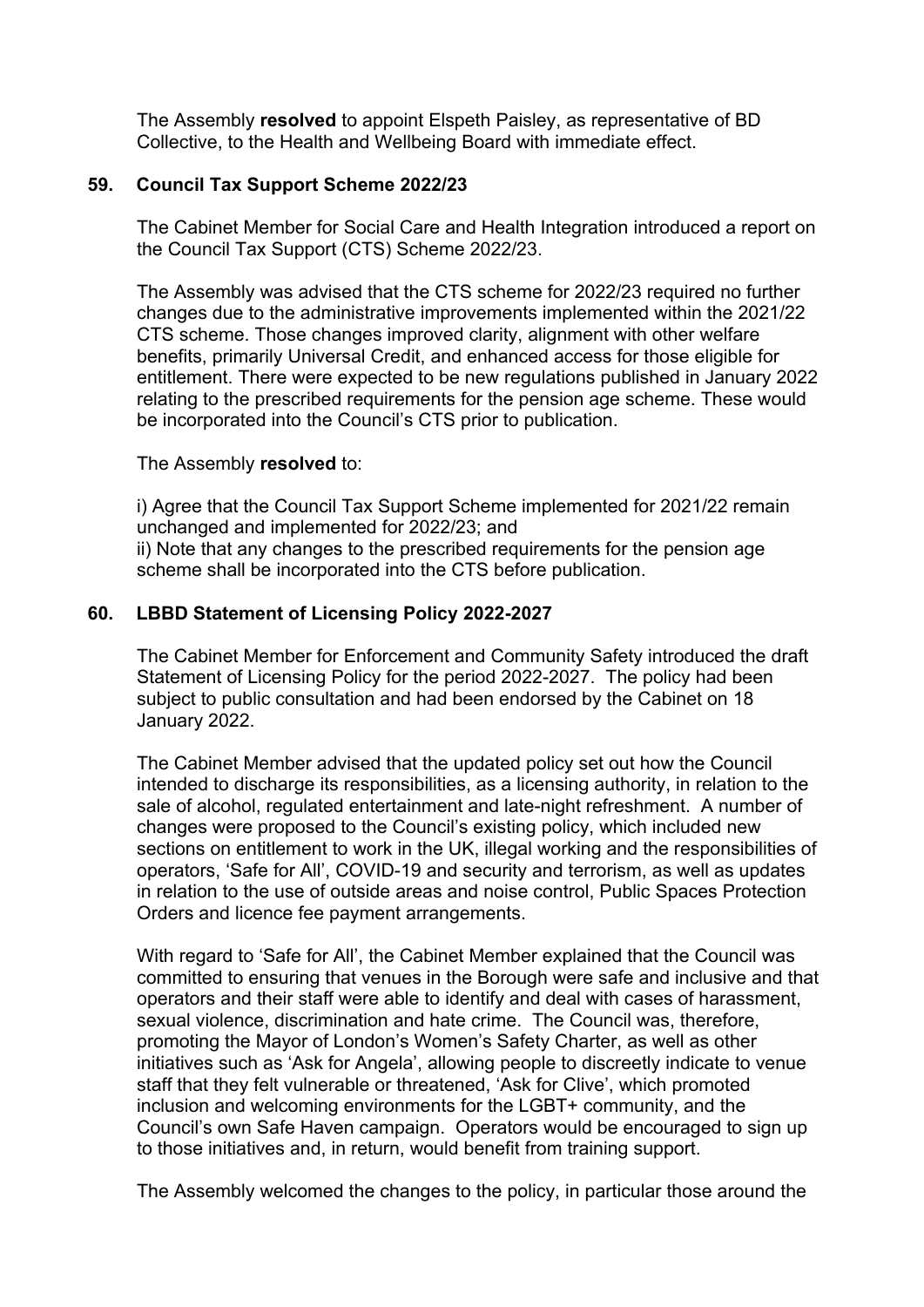The Assembly **resolved** to appoint Elspeth Paisley, as representative of BD Collective, to the Health and Wellbeing Board with immediate effect.

## 59. Council Tax Support Scheme 2022/23

The Cabinet Member for Social Care and Health Integration introduced a report on the Council Tax Support (CTS) Scheme 2022/23.

The Assembly was advised that the CTS scheme for 2022/23 required no further changes due to the administrative improvements implemented within the 2021/22 CTS scheme. Those changes improved clarity, alignment with other welfare benefits, primarily Universal Credit, and enhanced access for those eligible for entitlement. There were expected to be new regulations published in January 2022 relating to the prescribed requirements for the pension age scheme. These would be incorporated into the Council's CTS prior to publication.

The Assembly **resolved** to:

i) Agree that the Council Tax Support Scheme implemented for 2021/22 remain unchanged and implemented for 2022/23; and
ii) Note that any changes to the prescribed requirements for the pension age scheme shall be incorporated into the CTS before publication.

## 60. LBBD Statement of Licensing Policy 2022-2027

The Cabinet Member for Enforcement and Community Safety introduced the draft Statement of Licensing Policy for the period 2022-2027. The policy had been subject to public consultation and had been endorsed by the Cabinet on 18 January 2022.

The Cabinet Member advised that the updated policy set out how the Council intended to discharge its responsibilities, as a licensing authority, in relation to the sale of alcohol, regulated entertainment and late-night refreshment. A number of changes were proposed to the Council's existing policy, which included new sections on entitlement to work in the UK, illegal working and the responsibilities of operators, 'Safe for All', COVID-19 and security and terrorism, as well as updates in relation to the use of outside areas and noise control, Public Spaces Protection Orders and licence fee payment arrangements.

With regard to 'Safe for All', the Cabinet Member explained that the Council was committed to ensuring that venues in the Borough were safe and inclusive and that operators and their staff were able to identify and deal with cases of harassment, sexual violence, discrimination and hate crime. The Council was, therefore, promoting the Mayor of London's Women's Safety Charter, as well as other initiatives such as 'Ask for Angela', allowing people to discreetly indicate to venue staff that they felt vulnerable or threatened, 'Ask for Clive', which promoted inclusion and welcoming environments for the LGBT+ community, and the Council's own Safe Haven campaign. Operators would be encouraged to sign up to those initiatives and, in return, would benefit from training support.

The Assembly welcomed the changes to the policy, in particular those around the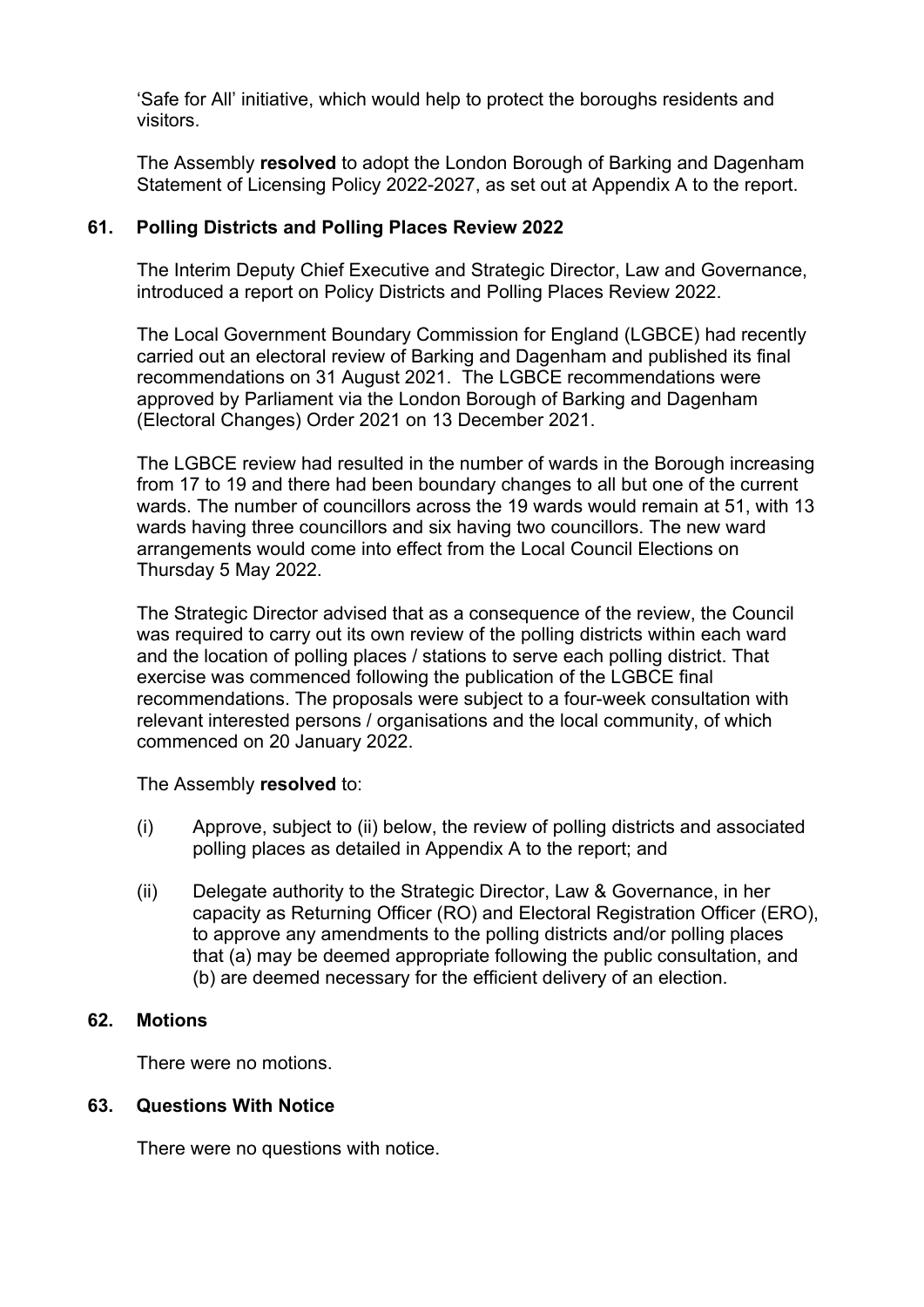'Safe for All' initiative, which would help to protect the boroughs residents and visitors.

The Assembly **resolved** to adopt the London Borough of Barking and Dagenham Statement of Licensing Policy 2022-2027, as set out at Appendix A to the report.

## 61. Polling Districts and Polling Places Review 2022

The Interim Deputy Chief Executive and Strategic Director, Law and Governance, introduced a report on Policy Districts and Polling Places Review 2022.

The Local Government Boundary Commission for England (LGBCE) had recently carried out an electoral review of Barking and Dagenham and published its final recommendations on 31 August 2021. The LGBCE recommendations were approved by Parliament via the London Borough of Barking and Dagenham (Electoral Changes) Order 2021 on 13 December 2021.

The LGBCE review had resulted in the number of wards in the Borough increasing from 17 to 19 and there had been boundary changes to all but one of the current wards. The number of councillors across the 19 wards would remain at 51, with 13 wards having three councillors and six having two councillors. The new ward arrangements would come into effect from the Local Council Elections on Thursday 5 May 2022.

The Strategic Director advised that as a consequence of the review, the Council was required to carry out its own review of the polling districts within each ward and the location of polling places / stations to serve each polling district. That exercise was commenced following the publication of the LGBCE final recommendations. The proposals were subject to a four-week consultation with relevant interested persons / organisations and the local community, of which commenced on 20 January 2022.

The Assembly **resolved** to:

(i) Approve, subject to (ii) below, the review of polling districts and associated polling places as detailed in Appendix A to the report; and

(ii) Delegate authority to the Strategic Director, Law & Governance, in her capacity as Returning Officer (RO) and Electoral Registration Officer (ERO), to approve any amendments to the polling districts and/or polling places that (a) may be deemed appropriate following the public consultation, and (b) are deemed necessary for the efficient delivery of an election.

## 62. Motions

There were no motions.

## 63. Questions With Notice

There were no questions with notice.